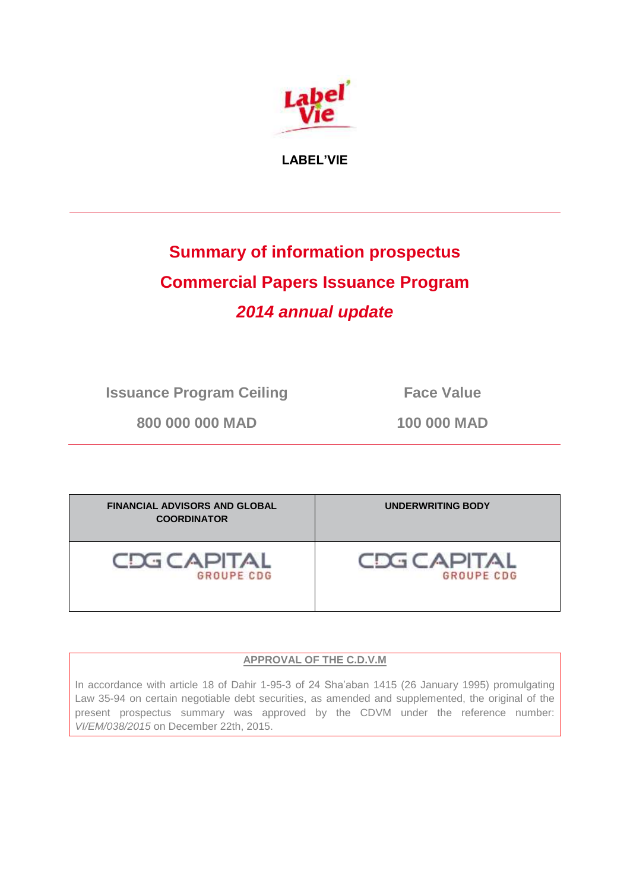**LABEL'VIE**

---

# Summary of information prospectus

# Commercial Papers Issuance Program

# *2014 annual update*

| Issuance Program Ceiling | Face Value |
| --- | --- |
| 800 000 000 MAD | 100 000 MAD |

---

| FINANCIAL ADVISORS AND GLOBAL COORDINATOR | UNDERWRITING BODY |
| --- | --- |
| CDG CAPITAL GROUPE CDG | CDG CAPITAL GROUPE CDG |

**APPROVAL OF THE C.D.V.M**

In accordance with article 18 of Dahir 1-95-3 of 24 Sha'aban 1415 (26 January 1995) promulgating Law 35-94 on certain negotiable debt securities, as amended and supplemented, the original of the present prospectus summary was approved by the CDVM under the reference number: *VI/EM/038/2015* on December 22th, 2015.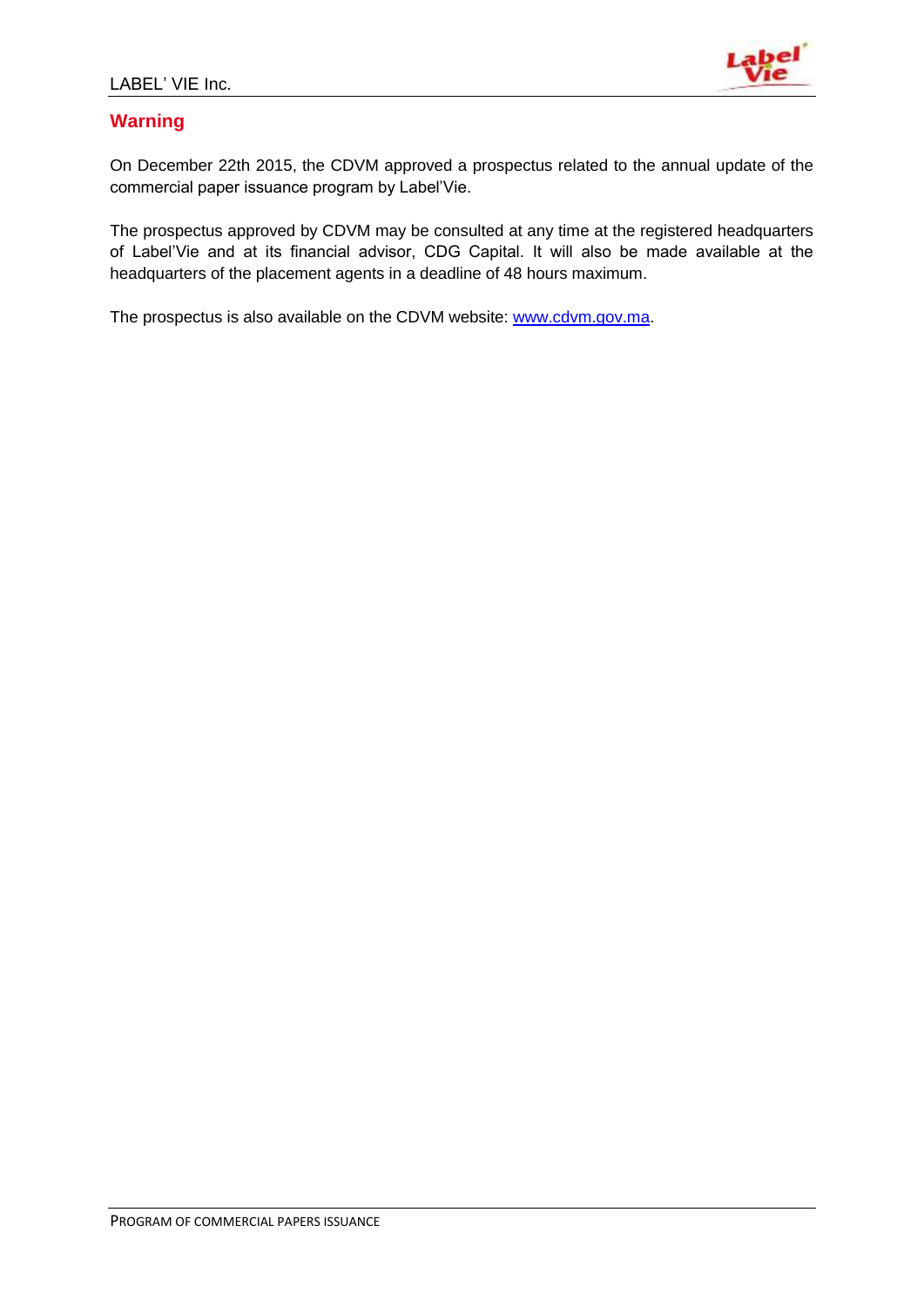## Warning

On December 22th 2015, the CDVM approved a prospectus related to the annual update of the commercial paper issuance program by Label'Vie.

The prospectus approved by CDVM may be consulted at any time at the registered headquarters of Label'Vie and at its financial advisor, CDG Capital. It will also be made available at the headquarters of the placement agents in a deadline of 48 hours maximum.

The prospectus is also available on the CDVM website: www.cdvm.gov.ma.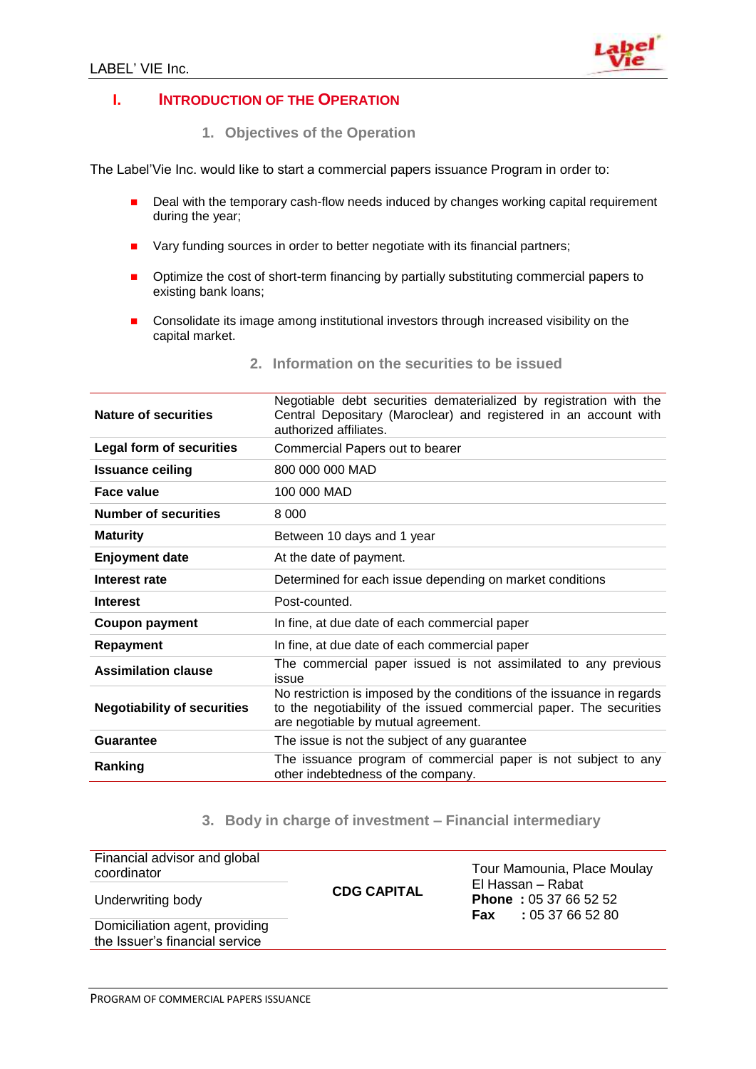# I. INTRODUCTION OF THE OPERATION

## 1. Objectives of the Operation

The Label'Vie Inc. would like to start a commercial papers issuance Program in order to:

- Deal with the temporary cash-flow needs induced by changes working capital requirement during the year;
- Vary funding sources in order to better negotiate with its financial partners;
- Optimize the cost of short-term financing by partially substituting commercial papers to existing bank loans;
- Consolidate its image among institutional investors through increased visibility on the capital market.

## 2. Information on the securities to be issued

| | |
|---|---|
| **Nature of securities** | Negotiable debt securities dematerialized by registration with the Central Depositary (Maroclear) and registered in an account with authorized affiliates. |
| **Legal form of securities** | Commercial Papers out to bearer |
| **Issuance ceiling** | 800 000 000 MAD |
| **Face value** | 100 000 MAD |
| **Number of securities** | 8 000 |
| **Maturity** | Between 10 days and 1 year |
| **Enjoyment date** | At the date of payment. |
| **Interest rate** | Determined for each issue depending on market conditions |
| **Interest** | Post-counted. |
| **Coupon payment** | In fine, at due date of each commercial paper |
| **Repayment** | In fine, at due date of each commercial paper |
| **Assimilation clause** | The commercial paper issued is not assimilated to any previous issue |
| **Negotiability of securities** | No restriction is imposed by the conditions of the issuance in regards to the negotiability of the issued commercial paper. The securities are negotiable by mutual agreement. |
| **Guarantee** | The issue is not the subject of any guarantee |
| **Ranking** | The issuance program of commercial paper is not subject to any other indebtedness of the company. |

## 3. Body in charge of investment – Financial intermediary

| | | |
|---|---|---|
| Financial advisor and global coordinator | **CDG CAPITAL** | Tour Mamounia, Place Moulay El Hassan – Rabat<br>**Phone :** 05 37 66 52 52<br>**Fax :** 05 37 66 52 80 |
| Underwriting body | | |
| Domiciliation agent, providing the Issuer's financial service | | |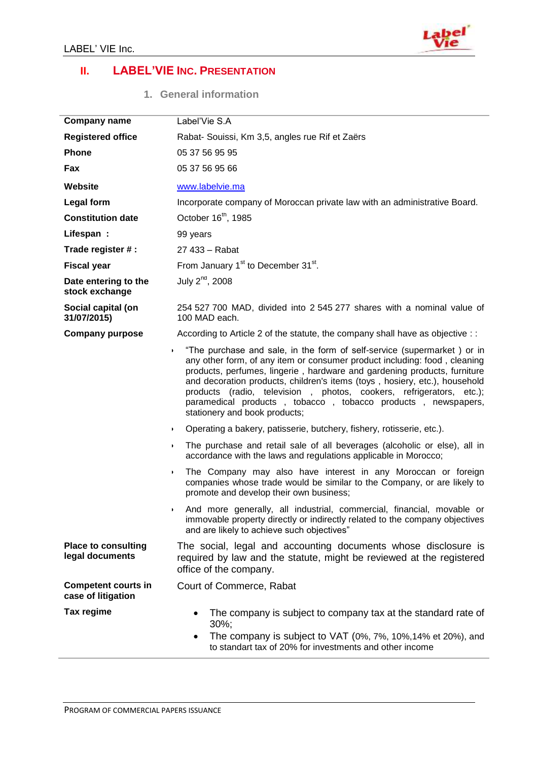## II. LABEL'VIE INC. PRESENTATION

### 1. General information

| | |
|---|---|
| **Company name** | Label'Vie S.A |
| **Registered office** | Rabat- Souissi, Km 3,5, angles rue Rif et Zaërs |
| **Phone** | 05 37 56 95 95 |
| **Fax** | 05 37 56 95 66 |
| **Website** | www.labelvie.ma |
| **Legal form** | Incorporate company of Moroccan private law with an administrative Board. |
| **Constitution date** | October 16th, 1985 |
| **Lifespan :** | 99 years |
| **Trade register # :** | 27 433 – Rabat |
| **Fiscal year** | From January 1st to December 31st. |
| **Date entering to the stock exchange** | July 2nd, 2008 |
| **Social capital (on 31/07/2015)** | 254 527 700 MAD, divided into 2 545 277 shares with a nominal value of 100 MAD each. |
| **Company purpose** | According to Article 2 of the statute, the company shall have as objective : :<br>• "The purchase and sale, in the form of self-service (supermarket ) or in any other form, of any item or consumer product including: food , cleaning products, perfumes, lingerie , hardware and gardening products, furniture and decoration products, children's items (toys , hosiery, etc.), household products (radio, television , photos, cookers, refrigerators, etc.); paramedical products , tobacco , tobacco products , newspapers, stationery and book products;<br>• Operating a bakery, patisserie, butchery, fishery, rotisserie, etc.).<br>• The purchase and retail sale of all beverages (alcoholic or else), all in accordance with the laws and regulations applicable in Morocco;<br>• The Company may also have interest in any Moroccan or foreign companies whose trade would be similar to the Company, or are likely to promote and develop their own business;<br>• And more generally, all industrial, commercial, financial, movable or immovable property directly or indirectly related to the company objectives and are likely to achieve such objectives" |
| **Place to consulting legal documents** | The social, legal and accounting documents whose disclosure is required by law and the statute, might be reviewed at the registered office of the company. |
| **Competent courts in case of litigation** | Court of Commerce, Rabat |
| **Tax regime** | • The company is subject to company tax at the standard rate of 30%;<br>• The company is subject to VAT (0%, 7%, 10%,14% et 20%), and to standart tax of 20% for investments and other income |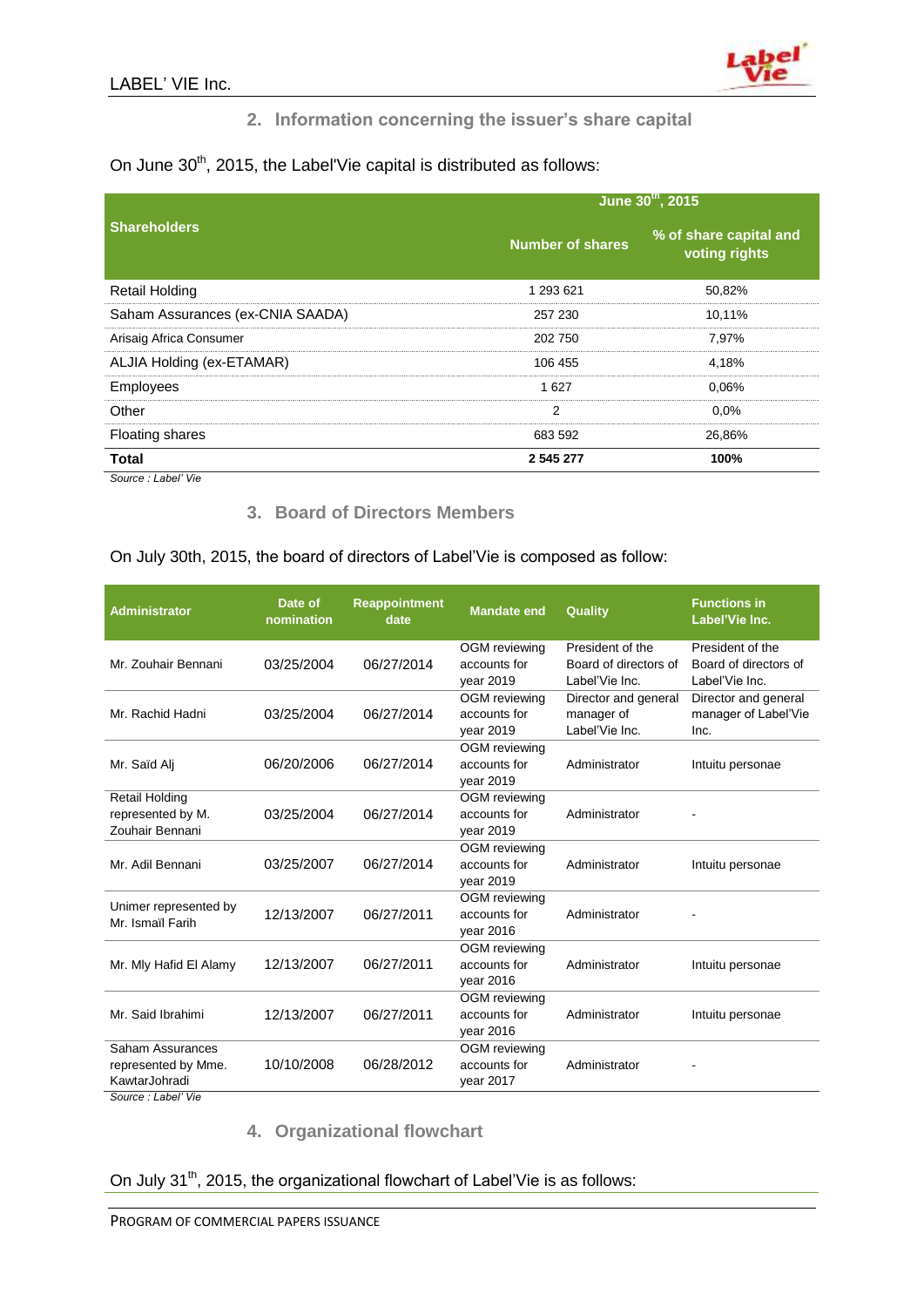## 2. Information concerning the issuer's share capital

On June 30th, 2015, the Label'Vie capital is distributed as follows:

| Shareholders | June 30th, 2015 | |
|---|---|---|
| | Number of shares | % of share capital and voting rights |
| Retail Holding | 1 293 621 | 50,82% |
| Saham Assurances (ex-CNIA SAADA) | 257 230 | 10,11% |
| Arisaig Africa Consumer | 202 750 | 7,97% |
| ALJIA Holding (ex-ETAMAR) | 106 455 | 4,18% |
| Employees | 1 627 | 0,06% |
| Other | 2 | 0,0% |
| Floating shares | 683 592 | 26,86% |
| **Total** | **2 545 277** | **100%** |

*Source : Label' Vie*

## 3. Board of Directors Members

On July 30th, 2015, the board of directors of Label'Vie is composed as follow:

| Administrator | Date of nomination | Reappointment date | Mandate end | Quality | Functions in Label'Vie Inc. |
|---|---|---|---|---|---|
| Mr. Zouhair Bennani | 03/25/2004 | 06/27/2014 | OGM reviewing accounts for year 2019 | President of the Board of directors of Label'Vie Inc. | President of the Board of directors of Label'Vie Inc. |
| Mr. Rachid Hadni | 03/25/2004 | 06/27/2014 | OGM reviewing accounts for year 2019 | Director and general manager of Label'Vie Inc. | Director and general manager of Label'Vie Inc. |
| Mr. Saïd Alj | 06/20/2006 | 06/27/2014 | OGM reviewing accounts for year 2019 | Administrator | Intuitu personae |
| Retail Holding represented by M. Zouhair Bennani | 03/25/2004 | 06/27/2014 | OGM reviewing accounts for year 2019 | Administrator | - |
| Mr. Adil Bennani | 03/25/2007 | 06/27/2014 | OGM reviewing accounts for year 2019 | Administrator | Intuitu personae |
| Unimer represented by Mr. Ismaïl Farih | 12/13/2007 | 06/27/2011 | OGM reviewing accounts for year 2016 | Administrator | - |
| Mr. Mly Hafid El Alamy | 12/13/2007 | 06/27/2011 | OGM reviewing accounts for year 2016 | Administrator | Intuitu personae |
| Mr. Said Ibrahimi | 12/13/2007 | 06/27/2011 | OGM reviewing accounts for year 2016 | Administrator | Intuitu personae |
| Saham Assurances represented by Mme. KawtarJohradi | 10/10/2008 | 06/28/2012 | OGM reviewing accounts for year 2017 | Administrator | - |

*Source : Label' Vie*

## 4. Organizational flowchart

On July 31th, 2015, the organizational flowchart of Label'Vie is as follows: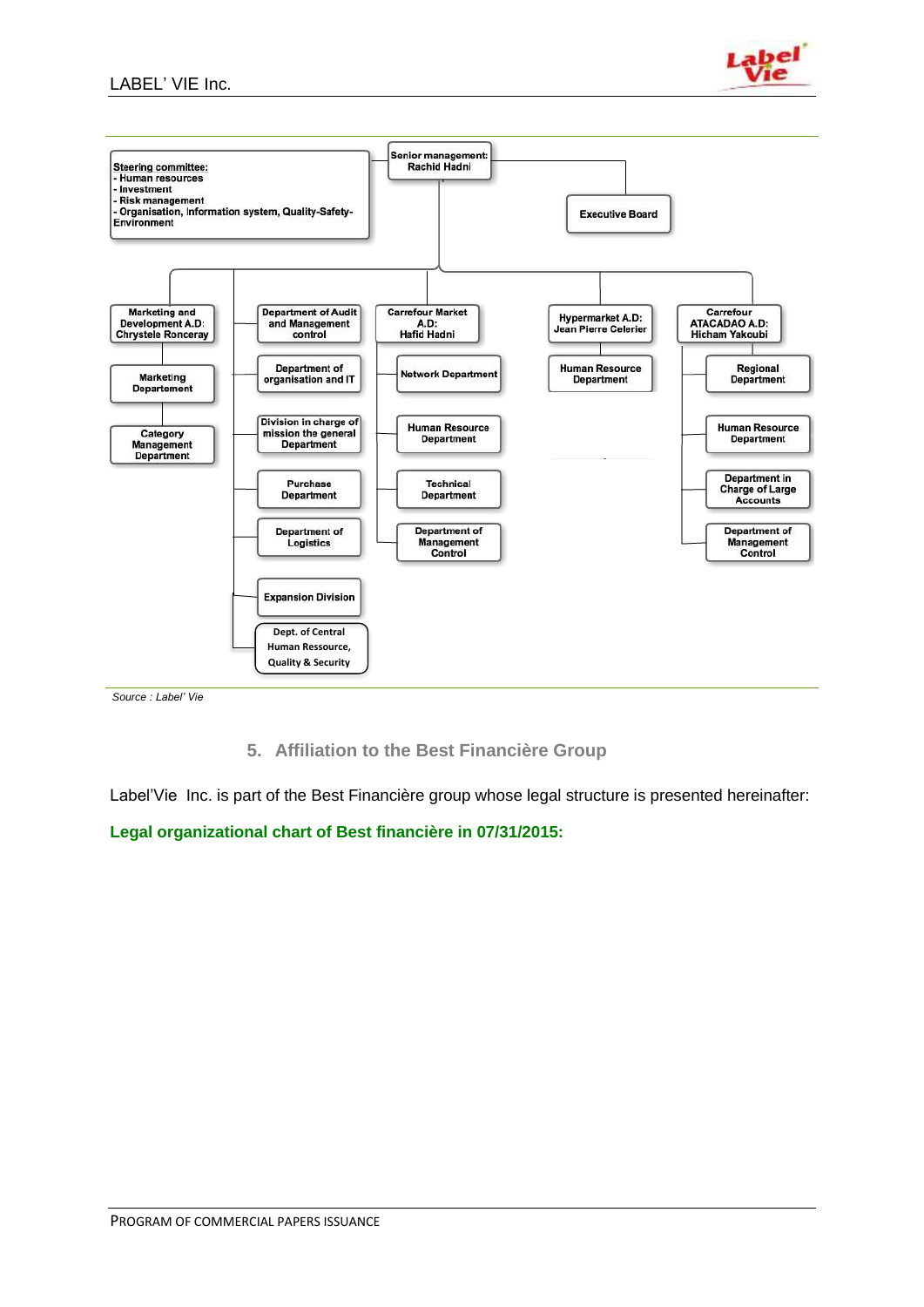Steering committee:
- Human resources
- Investment
- Risk management
- Organisation, Information system, Quality-Safety-Environment

Senior management: Rachid Hadni

Executive Board

- Marketing and Development A.D: Chrystele Ronceray
  - Marketing Departement
  - Category Management Department
- Department of Audit and Management control
- Department of organisation and IT
- Division in charge of mission the general Department
- Purchase Department
- Department of Logistics
- Expansion Division
- Dept. of Central Human Ressource, Quality & Security
- Carrefour Market A.D: Hafid Hadni
  - Network Department
  - Human Resource Department
  - Technical Department
  - Department of Management Control
- Hypermarket A.D: Jean Pierre Celerier
  - Human Resource Department
- Carrefour ATACADAO A.D: Hicham Yakoubi
  - Regional Department
  - Human Resource Department
  - Department in Charge of Large Accounts
  - Department of Management Control

*Source : Label' Vie*

## 5. Affiliation to the Best Financière Group

Label'Vie Inc. is part of the Best Financière group whose legal structure is presented hereinafter:

**Legal organizational chart of Best financière in 07/31/2015:**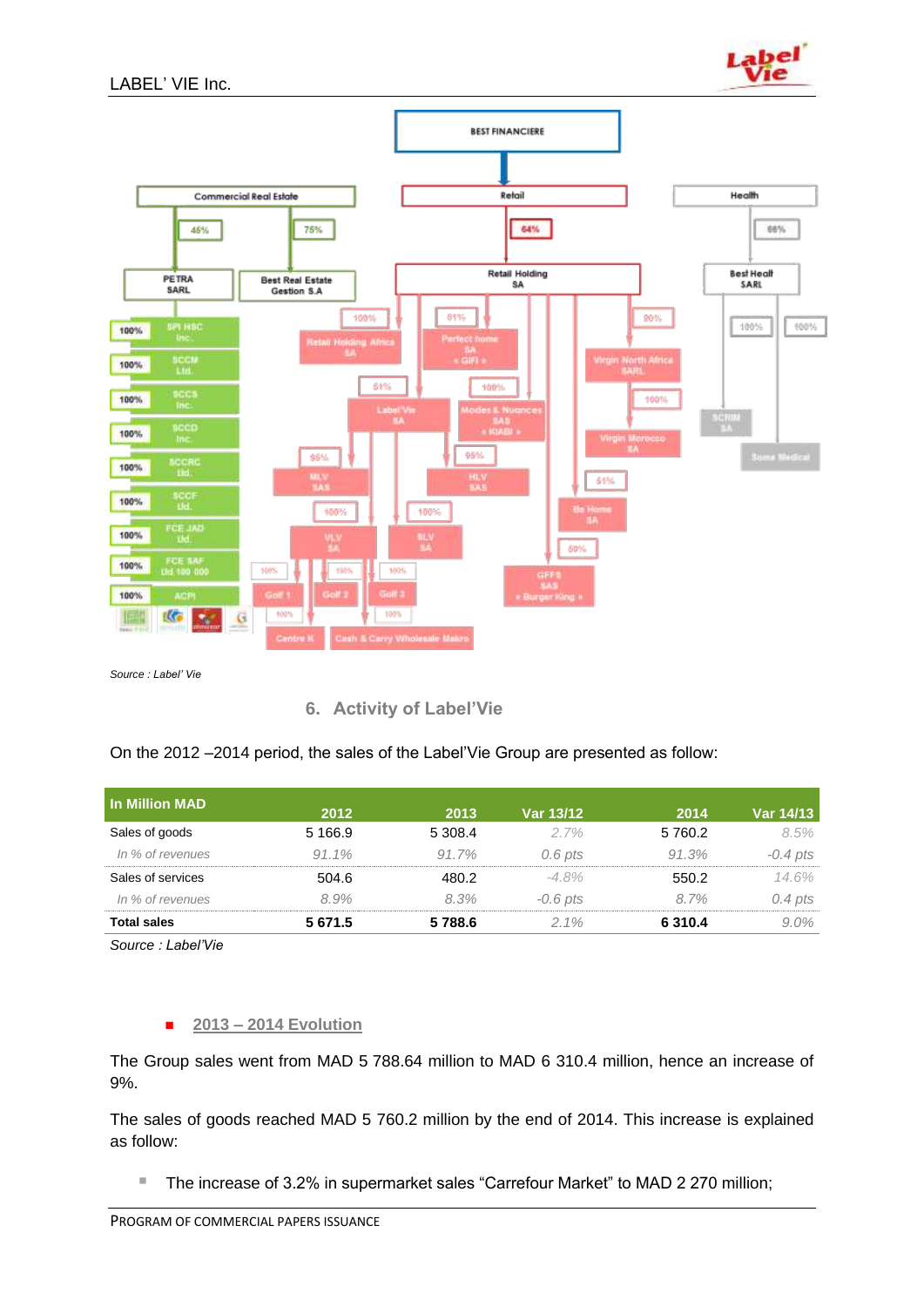Source : Label' Vie

## 6. Activity of Label'Vie

On the 2012 –2014 period, the sales of the Label'Vie Group are presented as follow:

| In Million MAD | 2012 | 2013 | Var 13/12 | 2014 | Var 14/13 |
|---|---|---|---|---|---|
| Sales of goods | 5 166.9 | 5 308.4 | 2.7% | 5 760.2 | 8.5% |
| *In % of revenues* | *91.1%* | *91.7%* | *0.6 pts* | *91.3%* | *-0.4 pts* |
| Sales of services | 504.6 | 480.2 | -4.8% | 550.2 | 14.6% |
| *In % of revenues* | *8.9%* | *8.3%* | *-0.6 pts* | *8.7%* | *0.4 pts* |
| **Total sales** | **5 671.5** | **5 788.6** | 2.1% | **6 310.4** | 9.0% |

*Source : Label'Vie*

- **2013 – 2014 Evolution**

The Group sales went from MAD 5 788.64 million to MAD 6 310.4 million, hence an increase of 9%.

The sales of goods reached MAD 5 760.2 million by the end of 2014. This increase is explained as follow:

- The increase of 3.2% in supermarket sales "Carrefour Market" to MAD 2 270 million;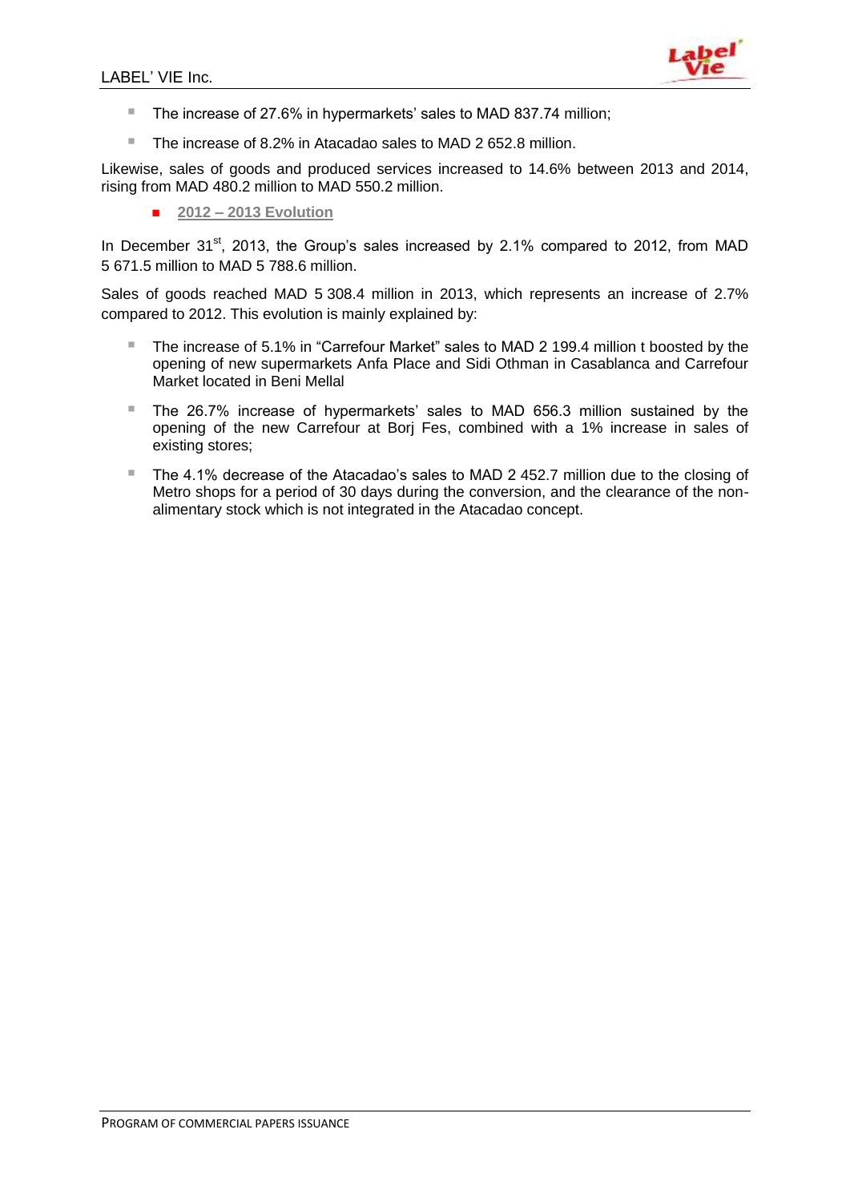- The increase of 27.6% in hypermarkets' sales to MAD 837.74 million;
- The increase of 8.2% in Atacadao sales to MAD 2 652.8 million.

Likewise, sales of goods and produced services increased to 14.6% between 2013 and 2014, rising from MAD 480.2 million to MAD 550.2 million.

- **2012 – 2013 Evolution**

In December 31st, 2013, the Group's sales increased by 2.1% compared to 2012, from MAD 5 671.5 million to MAD 5 788.6 million.

Sales of goods reached MAD 5 308.4 million in 2013, which represents an increase of 2.7% compared to 2012. This evolution is mainly explained by:

- The increase of 5.1% in "Carrefour Market" sales to MAD 2 199.4 million t boosted by the opening of new supermarkets Anfa Place and Sidi Othman in Casablanca and Carrefour Market located in Beni Mellal
- The 26.7% increase of hypermarkets' sales to MAD 656.3 million sustained by the opening of the new Carrefour at Borj Fes, combined with a 1% increase in sales of existing stores;
- The 4.1% decrease of the Atacadao's sales to MAD 2 452.7 million due to the closing of Metro shops for a period of 30 days during the conversion, and the clearance of the non-alimentary stock which is not integrated in the Atacadao concept.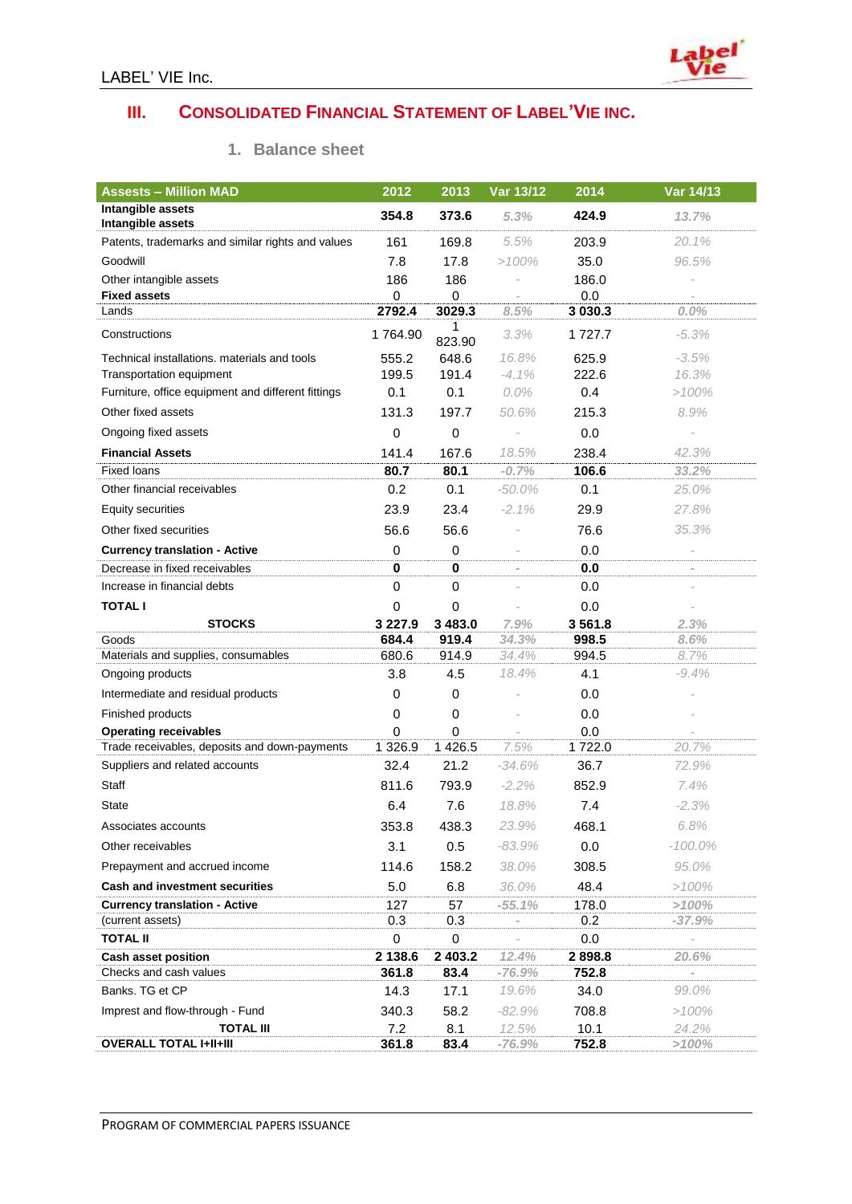## III. Consolidated Financial Statement of Label'Vie Inc.

### 1. Balance sheet

| Assests – Million MAD | 2012 | 2013 | Var 13/12 | 2014 | Var 14/13 |
|---|---|---|---|---|---|
| **Intangible assets** **Intangible assets** | **354.8** | **373.6** | *5.3%* | **424.9** | *13.7%* |
| Patents, trademarks and similar rights and values | 161 | 169.8 | *5.5%* | 203.9 | *20.1%* |
| Goodwill | 7.8 | 17.8 | *>100%* | 35.0 | *96.5%* |
| Other intangible assets | 186 | 186 | - | 186.0 | - |
| **Fixed assets** | 0 | 0 | - | 0.0 | - |
| Lands | **2792.4** | **3029.3** | *8.5%* | **3 030.3** | *0.0%* |
| Constructions | 1 764.90 | 1 823.90 | *3.3%* | 1 727.7 | *-5.3%* |
| Technical installations. materials and tools | 555.2 | 648.6 | *16.8%* | 625.9 | *-3.5%* |
| Transportation equipment | 199.5 | 191.4 | *-4.1%* | 222.6 | *16.3%* |
| Furniture, office equipment and different fittings | 0.1 | 0.1 | *0.0%* | 0.4 | *>100%* |
| Other fixed assets | 131.3 | 197.7 | *50.6%* | 215.3 | *8.9%* |
| Ongoing fixed assets | 0 | 0 | - | 0.0 | - |
| **Financial Assets** | 141.4 | 167.6 | *18.5%* | 238.4 | *42.3%* |
| Fixed loans | **80.7** | **80.1** | *-0.7%* | **106.6** | *33.2%* |
| Other financial receivables | 0.2 | 0.1 | *-50.0%* | 0.1 | *25.0%* |
| Equity securities | 23.9 | 23.4 | *-2.1%* | 29.9 | *27.8%* |
| Other fixed securities | 56.6 | 56.6 | - | 76.6 | *35.3%* |
| **Currency translation - Active** | 0 | 0 | - | 0.0 | - |
| Decrease in fixed receivables | **0** | **0** | - | **0.0** | - |
| Increase in financial debts | 0 | 0 | - | 0.0 | - |
| **TOTAL I** | 0 | 0 | - | 0.0 | - |
| **STOCKS** | **3 227.9** | **3 483.0** | *7.9%* | **3 561.8** | *2.3%* |
| Goods | **684.4** | **919.4** | *34.3%* | **998.5** | *8.6%* |
| Materials and supplies, consumables | 680.6 | 914.9 | *34.4%* | 994.5 | *8.7%* |
| Ongoing products | 3.8 | 4.5 | *18.4%* | 4.1 | *-9.4%* |
| Intermediate and residual products | 0 | 0 | - | 0.0 | - |
| Finished products | 0 | 0 | - | 0.0 | - |
| **Operating receivables** | 0 | 0 | - | 0.0 | - |
| Trade receivables, deposits and down-payments | 1 326.9 | 1 426.5 | *7.5%* | 1 722.0 | *20.7%* |
| Suppliers and related accounts | 32.4 | 21.2 | *-34.6%* | 36.7 | *72.9%* |
| Staff | 811.6 | 793.9 | *-2.2%* | 852.9 | *7.4%* |
| State | 6.4 | 7.6 | *18.8%* | 7.4 | *-2.3%* |
| Associates accounts | 353.8 | 438.3 | *23.9%* | 468.1 | *6.8%* |
| Other receivables | 3.1 | 0.5 | *-83.9%* | 0.0 | *-100.0%* |
| Prepayment and accrued income | 114.6 | 158.2 | *38.0%* | 308.5 | *95.0%* |
| **Cash and investment securities** | 5.0 | 6.8 | *36.0%* | 48.4 | *>100%* |
| **Currency translation - Active** | 127 | 57 | *-55.1%* | 178.0 | *>100%* |
| (current assets) | 0.3 | 0.3 | - | 0.2 | *-37.9%* |
| **TOTAL II** | 0 | 0 | - | 0.0 | - |
| **Cash asset position** | **2 138.6** | **2 403.2** | *12.4%* | **2 898.8** | *20.6%* |
| Checks and cash values | **361.8** | **83.4** | *-76.9%* | **752.8** | - |
| Banks. TG et CP | 14.3 | 17.1 | *19.6%* | 34.0 | *99.0%* |
| Imprest and flow-through - Fund | 340.3 | 58.2 | *-82.9%* | 708.8 | *>100%* |
| **TOTAL III** | 7.2 | 8.1 | *12.5%* | 10.1 | *24.2%* |
| **OVERALL TOTAL I+II+III** | **361.8** | **83.4** | *-76.9%* | **752.8** | *>100%* |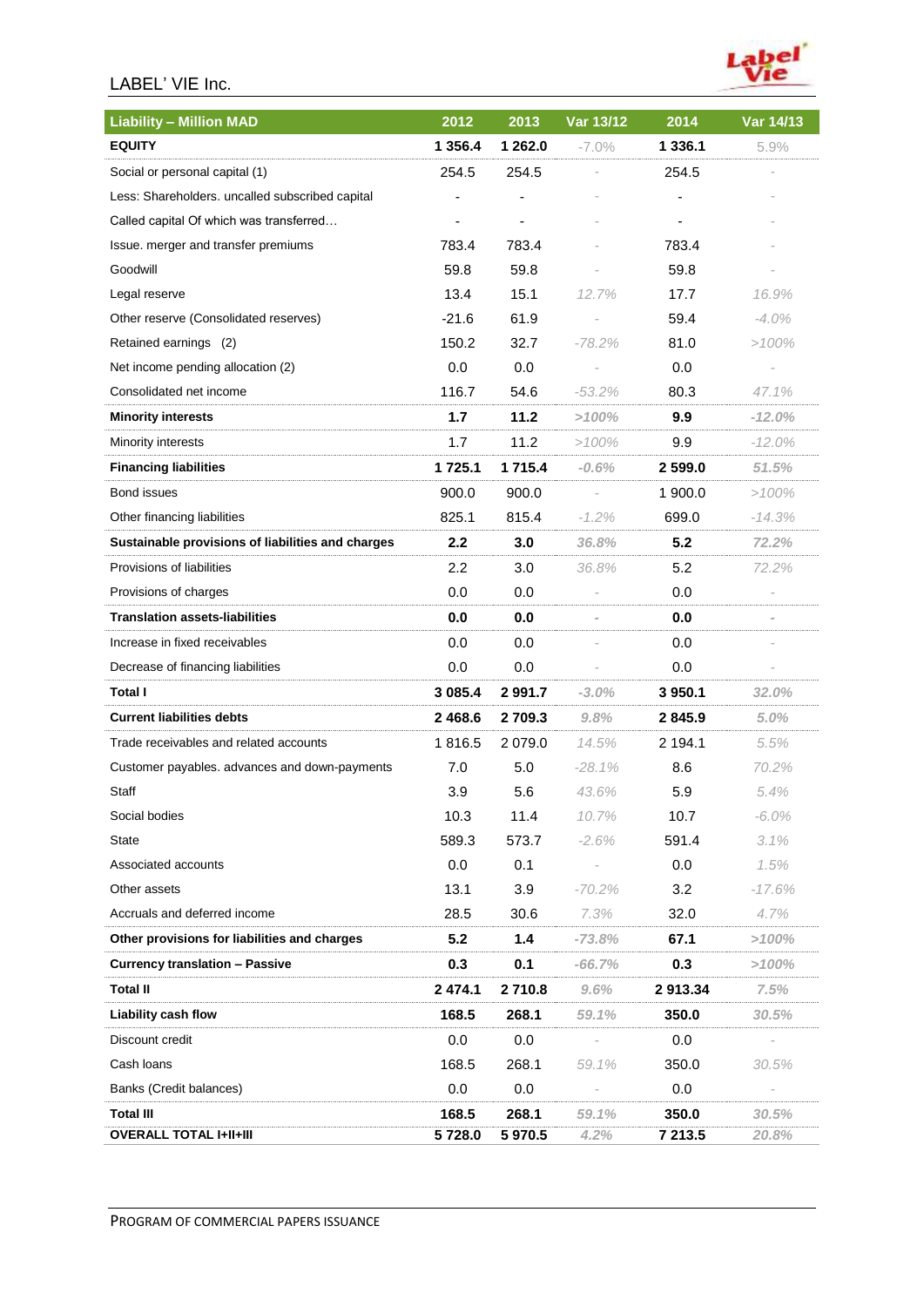| Liability – Million MAD | 2012 | 2013 | Var 13/12 | 2014 | Var 14/13 |
|---|---|---|---|---|---|
| **EQUITY** | **1 356.4** | **1 262.0** | -7.0% | **1 336.1** | 5.9% |
| Social or personal capital (1) | 254.5 | 254.5 | - | 254.5 | - |
| Less: Shareholders. uncalled subscribed capital | - | - | - | - | - |
| Called capital Of which was transferred… | - | - | - | - | - |
| Issue. merger and transfer premiums | 783.4 | 783.4 | - | 783.4 | - |
| Goodwill | 59.8 | 59.8 | - | 59.8 | - |
| Legal reserve | 13.4 | 15.1 | 12.7% | 17.7 | 16.9% |
| Other reserve (Consolidated reserves) | -21.6 | 61.9 | - | 59.4 | -4.0% |
| Retained earnings (2) | 150.2 | 32.7 | -78.2% | 81.0 | >100% |
| Net income pending allocation (2) | 0.0 | 0.0 | - | 0.0 | - |
| Consolidated net income | 116.7 | 54.6 | -53.2% | 80.3 | 47.1% |
| **Minority interests** | **1.7** | **11.2** | **>100%** | **9.9** | **-12.0%** |
| Minority interests | 1.7 | 11.2 | >100% | 9.9 | -12.0% |
| **Financing liabilities** | **1 725.1** | **1 715.4** | **-0.6%** | **2 599.0** | **51.5%** |
| Bond issues | 900.0 | 900.0 | - | 1 900.0 | >100% |
| Other financing liabilities | 825.1 | 815.4 | -1.2% | 699.0 | -14.3% |
| **Sustainable provisions of liabilities and charges** | **2.2** | **3.0** | **36.8%** | **5.2** | **72.2%** |
| Provisions of liabilities | 2.2 | 3.0 | 36.8% | 5.2 | 72.2% |
| Provisions of charges | 0.0 | 0.0 | - | 0.0 | - |
| **Translation assets-liabilities** | **0.0** | **0.0** | - | **0.0** | - |
| Increase in fixed receivables | 0.0 | 0.0 | - | 0.0 | - |
| Decrease of financing liabilities | 0.0 | 0.0 | - | 0.0 | - |
| **Total I** | **3 085.4** | **2 991.7** | **-3.0%** | **3 950.1** | **32.0%** |
| **Current liabilities debts** | **2 468.6** | **2 709.3** | **9.8%** | **2 845.9** | **5.0%** |
| Trade receivables and related accounts | 1 816.5 | 2 079.0 | 14.5% | 2 194.1 | 5.5% |
| Customer payables. advances and down-payments | 7.0 | 5.0 | -28.1% | 8.6 | 70.2% |
| Staff | 3.9 | 5.6 | 43.6% | 5.9 | 5.4% |
| Social bodies | 10.3 | 11.4 | 10.7% | 10.7 | -6.0% |
| State | 589.3 | 573.7 | -2.6% | 591.4 | 3.1% |
| Associated accounts | 0.0 | 0.1 | - | 0.0 | 1.5% |
| Other assets | 13.1 | 3.9 | -70.2% | 3.2 | -17.6% |
| Accruals and deferred income | 28.5 | 30.6 | 7.3% | 32.0 | 4.7% |
| **Other provisions for liabilities and charges** | **5.2** | **1.4** | **-73.8%** | **67.1** | **>100%** |
| **Currency translation – Passive** | **0.3** | **0.1** | **-66.7%** | **0.3** | **>100%** |
| **Total II** | **2 474.1** | **2 710.8** | **9.6%** | **2 913.34** | **7.5%** |
| **Liability cash flow** | **168.5** | **268.1** | **59.1%** | **350.0** | **30.5%** |
| Discount credit | 0.0 | 0.0 | - | 0.0 | - |
| Cash loans | 168.5 | 268.1 | 59.1% | 350.0 | 30.5% |
| Banks (Credit balances) | 0.0 | 0.0 | - | 0.0 | - |
| **Total III** | **168.5** | **268.1** | **59.1%** | **350.0** | **30.5%** |
| **OVERALL TOTAL I+II+III** | **5 728.0** | **5 970.5** | **4.2%** | **7 213.5** | **20.8%** |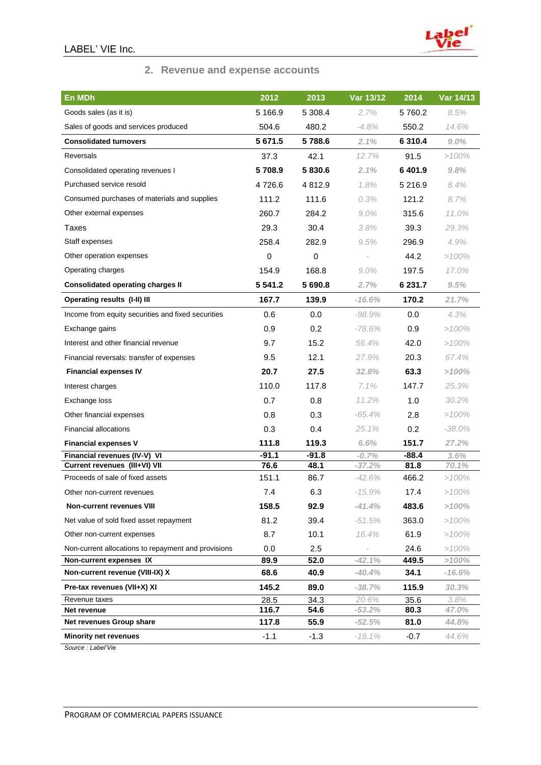## 2. Revenue and expense accounts

| En MDh | 2012 | 2013 | Var 13/12 | 2014 | Var 14/13 |
|---|---|---|---|---|---|
| Goods sales (as it is) | 5 166.9 | 5 308.4 | 2.7% | 5 760.2 | 8.5% |
| Sales of goods and services produced | 504.6 | 480.2 | -4.8% | 550.2 | 14.6% |
| **Consolidated turnovers** | **5 671.5** | **5 788.6** | **2.1%** | **6 310.4** | **9.0%** |
| Reversals | 37.3 | 42.1 | 12.7% | 91.5 | >100% |
| Consolidated operating revenues I | **5 708.9** | **5 830.6** | **2.1%** | **6 401.9** | **9.8%** |
| Purchased service resold | 4 726.6 | 4 812.9 | 1.8% | 5 216.9 | 8.4% |
| Consumed purchases of materials and supplies | 111.2 | 111.6 | 0.3% | 121.2 | 8.7% |
| Other external expenses | 260.7 | 284.2 | 9.0% | 315.6 | 11.0% |
| Taxes | 29.3 | 30.4 | 3.8% | 39.3 | 29.3% |
| Staff expenses | 258.4 | 282.9 | 9.5% | 296.9 | 4.9% |
| Other operation expenses | 0 | 0 | - | 44.2 | >100% |
| Operating charges | 154.9 | 168.8 | 9.0% | 197.5 | 17.0% |
| **Consolidated operating charges II** | **5 541.2** | **5 690.8** | **2.7%** | **6 231.7** | **9.5%** |
| **Operating results (I-II) III** | **167.7** | **139.9** | **-16.6%** | **170.2** | **21.7%** |
| Income from equity securities and fixed securities | 0.6 | 0.0 | -98.9% | 0.0 | 4.3% |
| Exchange gains | 0.9 | 0.2 | -78.6% | 0.9 | >100% |
| Interest and other financial revenue | 9.7 | 15.2 | 56.4% | 42.0 | >100% |
| Financial reversals: transfer of expenses | 9.5 | 12.1 | 27.9% | 20.3 | 67.4% |
| **Financial expenses IV** | **20.7** | **27.5** | **32.8%** | **63.3** | **>100%** |
| Interest charges | 110.0 | 117.8 | 7.1% | 147.7 | 25.3% |
| Exchange loss | 0.7 | 0.8 | 11.2% | 1.0 | 30.2% |
| Other financial expenses | 0.8 | 0.3 | -65.4% | 2.8 | >100% |
| Financial allocations | 0.3 | 0.4 | 25.1% | 0.2 | -38.0% |
| **Financial expenses V** | **111.8** | **119.3** | **6.6%** | **151.7** | **27.2%** |
| **Financial revenues (IV-V) VI** | **-91.1** | **-91.8** | **-0.7%** | **-88.4** | **3.6%** |
| **Current revenues (III+VI) VII** | **76.6** | **48.1** | **-37.2%** | **81.8** | **70.1%** |
| Proceeds of sale of fixed assets | 151.1 | 86.7 | -42.6% | 466.2 | >100% |
| Other non-current revenues | 7.4 | 6.3 | -15.9% | 17.4 | >100% |
| **Non-current revenues VIII** | **158.5** | **92.9** | **-41.4%** | **483.6** | **>100%** |
| Net value of sold fixed asset repayment | 81.2 | 39.4 | -51.5% | 363.0 | >100% |
| Other non-current expenses | 8.7 | 10.1 | 16.4% | 61.9 | >100% |
| Non-current allocations to repayment and provisions | 0.0 | 2.5 | - | 24.6 | >100% |
| **Non-current expenses IX** | **89.9** | **52.0** | **-42.1%** | **449.5** | **>100%** |
| **Non-current revenue (VIII-IX) X** | **68.6** | **40.9** | **-40.4%** | **34.1** | **-16.6%** |
| **Pre-tax revenues (VII+X) XI** | **145.2** | **89.0** | **-38.7%** | **115.9** | **30.3%** |
| Revenue taxes | 28.5 | 34.3 | 20.6% | 35.6 | 3.8% |
| **Net revenue** | **116.7** | **54.6** | **-53.2%** | **80.3** | **47.0%** |
| **Net revenues Group share** | **117.8** | **55.9** | **-52.5%** | **81.0** | **44.8%** |
| **Minority net revenues** | -1.1 | -1.3 | -19.1% | -0.7 | 44.6% |

*Source : Label'Vie*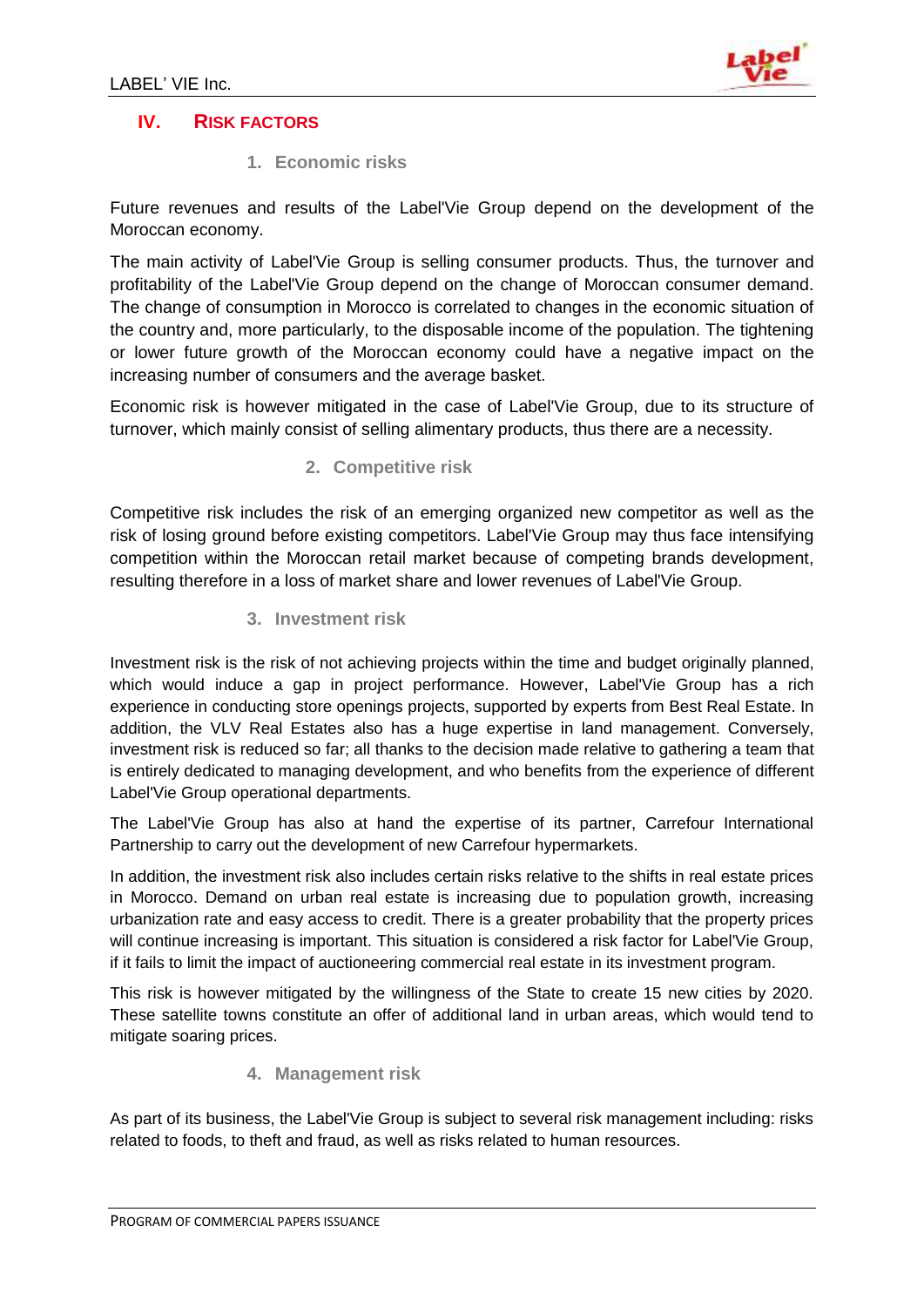## IV. RISK FACTORS

### 1. Economic risks

Future revenues and results of the Label'Vie Group depend on the development of the Moroccan economy.

The main activity of Label'Vie Group is selling consumer products. Thus, the turnover and profitability of the Label'Vie Group depend on the change of Moroccan consumer demand. The change of consumption in Morocco is correlated to changes in the economic situation of the country and, more particularly, to the disposable income of the population. The tightening or lower future growth of the Moroccan economy could have a negative impact on the increasing number of consumers and the average basket.

Economic risk is however mitigated in the case of Label'Vie Group, due to its structure of turnover, which mainly consist of selling alimentary products, thus there are a necessity.

### 2. Competitive risk

Competitive risk includes the risk of an emerging organized new competitor as well as the risk of losing ground before existing competitors. Label'Vie Group may thus face intensifying competition within the Moroccan retail market because of competing brands development, resulting therefore in a loss of market share and lower revenues of Label'Vie Group.

### 3. Investment risk

Investment risk is the risk of not achieving projects within the time and budget originally planned, which would induce a gap in project performance. However, Label'Vie Group has a rich experience in conducting store openings projects, supported by experts from Best Real Estate. In addition, the VLV Real Estates also has a huge expertise in land management. Conversely, investment risk is reduced so far; all thanks to the decision made relative to gathering a team that is entirely dedicated to managing development, and who benefits from the experience of different Label'Vie Group operational departments.

The Label'Vie Group has also at hand the expertise of its partner, Carrefour International Partnership to carry out the development of new Carrefour hypermarkets.

In addition, the investment risk also includes certain risks relative to the shifts in real estate prices in Morocco. Demand on urban real estate is increasing due to population growth, increasing urbanization rate and easy access to credit. There is a greater probability that the property prices will continue increasing is important. This situation is considered a risk factor for Label'Vie Group, if it fails to limit the impact of auctioneering commercial real estate in its investment program.

This risk is however mitigated by the willingness of the State to create 15 new cities by 2020. These satellite towns constitute an offer of additional land in urban areas, which would tend to mitigate soaring prices.

### 4. Management risk

As part of its business, the Label'Vie Group is subject to several risk management including: risks related to foods, to theft and fraud, as well as risks related to human resources.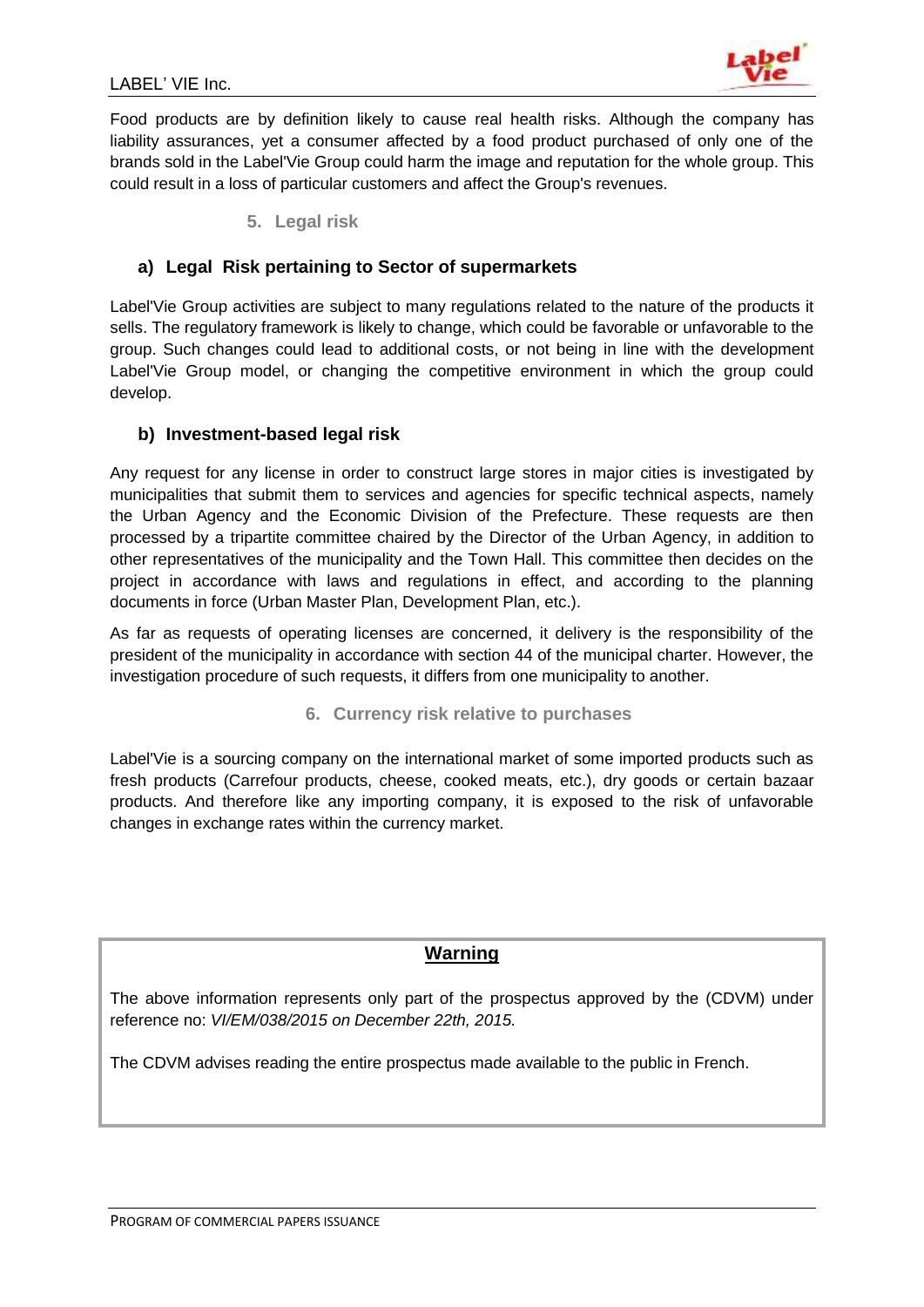Food products are by definition likely to cause real health risks. Although the company has liability assurances, yet a consumer affected by a food product purchased of only one of the brands sold in the Label'Vie Group could harm the image and reputation for the whole group. This could result in a loss of particular customers and affect the Group's revenues.

### 5. Legal risk

#### a) Legal Risk pertaining to Sector of supermarkets

Label'Vie Group activities are subject to many regulations related to the nature of the products it sells. The regulatory framework is likely to change, which could be favorable or unfavorable to the group. Such changes could lead to additional costs, or not being in line with the development Label'Vie Group model, or changing the competitive environment in which the group could develop.

#### b) Investment-based legal risk

Any request for any license in order to construct large stores in major cities is investigated by municipalities that submit them to services and agencies for specific technical aspects, namely the Urban Agency and the Economic Division of the Prefecture. These requests are then processed by a tripartite committee chaired by the Director of the Urban Agency, in addition to other representatives of the municipality and the Town Hall. This committee then decides on the project in accordance with laws and regulations in effect, and according to the planning documents in force (Urban Master Plan, Development Plan, etc.).

As far as requests of operating licenses are concerned, it delivery is the responsibility of the president of the municipality in accordance with section 44 of the municipal charter. However, the investigation procedure of such requests, it differs from one municipality to another.

### 6. Currency risk relative to purchases

Label'Vie is a sourcing company on the international market of some imported products such as fresh products (Carrefour products, cheese, cooked meats, etc.), dry goods or certain bazaar products. And therefore like any importing company, it is exposed to the risk of unfavorable changes in exchange rates within the currency market.

**Warning**

The above information represents only part of the prospectus approved by the (CDVM) under reference no: *VI/EM/038/2015 on December 22th, 2015.*

The CDVM advises reading the entire prospectus made available to the public in French.